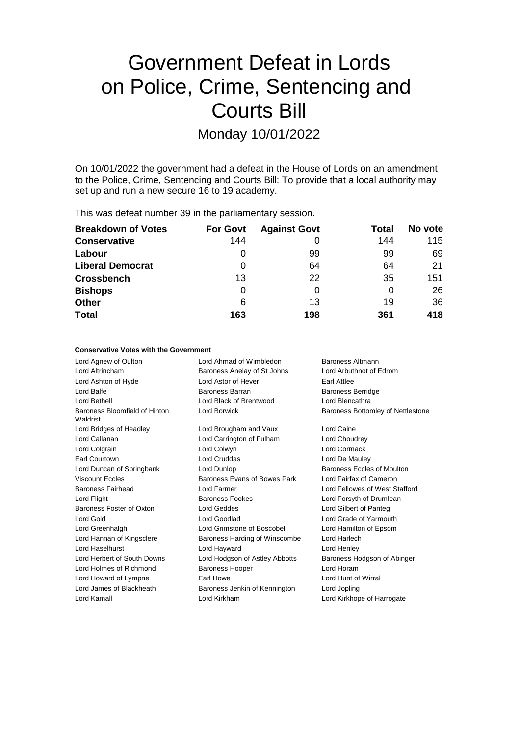# Government Defeat in Lords on Police, Crime, Sentencing and Courts Bill

Monday 10/01/2022

On 10/01/2022 the government had a defeat in the House of Lords on an amendment to the Police, Crime, Sentencing and Courts Bill: To provide that a local authority may set up and run a new secure 16 to 19 academy.

This was defeat number 39 in the parliamentary session.

| Breakdown of Votes | For Govt | Against Govt | Total | No vote |
|---|---|---|---|---|
| **Conservative** | 144 | 0 | 144 | 115 |
| **Labour** | 0 | 99 | 99 | 69 |
| **Liberal Democrat** | 0 | 64 | 64 | 21 |
| **Crossbench** | 13 | 22 | 35 | 151 |
| **Bishops** | 0 | 0 | 0 | 26 |
| **Other** | 6 | 13 | 19 | 36 |
| **Total** | **163** | **198** | **361** | **418** |

#### Conservative Votes with the Government

Lord Agnew of Oulton
Lord Ahmad of Wimbledon
Baroness Altmann
Lord Altrincham
Baroness Anelay of St Johns
Lord Arbuthnot of Edrom
Lord Ashton of Hyde
Lord Astor of Hever
Earl Attlee
Lord Balfe
Baroness Barran
Baroness Berridge
Lord Bethell
Lord Black of Brentwood
Lord Blencathra
Baroness Bloomfield of Hinton Waldrist
Lord Borwick
Baroness Bottomley of Nettlestone
Lord Bridges of Headley
Lord Brougham and Vaux
Lord Caine
Lord Callanan
Lord Carrington of Fulham
Lord Choudrey
Lord Colgrain
Lord Colwyn
Lord Cormack
Earl Courtown
Lord Cruddas
Lord De Mauley
Lord Duncan of Springbank
Lord Dunlop
Baroness Eccles of Moulton
Viscount Eccles
Baroness Evans of Bowes Park
Lord Fairfax of Cameron
Baroness Fairhead
Lord Farmer
Lord Fellowes of West Stafford
Lord Flight
Baroness Fookes
Lord Forsyth of Drumlean
Baroness Foster of Oxton
Lord Geddes
Lord Gilbert of Panteg
Lord Gold
Lord Goodlad
Lord Grade of Yarmouth
Lord Greenhalgh
Lord Grimstone of Boscobel
Lord Hamilton of Epsom
Lord Hannan of Kingsclere
Baroness Harding of Winscombe
Lord Harlech
Lord Haselhurst
Lord Hayward
Lord Henley
Lord Herbert of South Downs
Lord Hodgson of Astley Abbotts
Baroness Hodgson of Abinger
Lord Holmes of Richmond
Baroness Hooper
Lord Horam
Lord Howard of Lympne
Earl Howe
Lord Hunt of Wirral
Lord James of Blackheath
Baroness Jenkin of Kennington
Lord Jopling
Lord Kamall
Lord Kirkham
Lord Kirkhope of Harrogate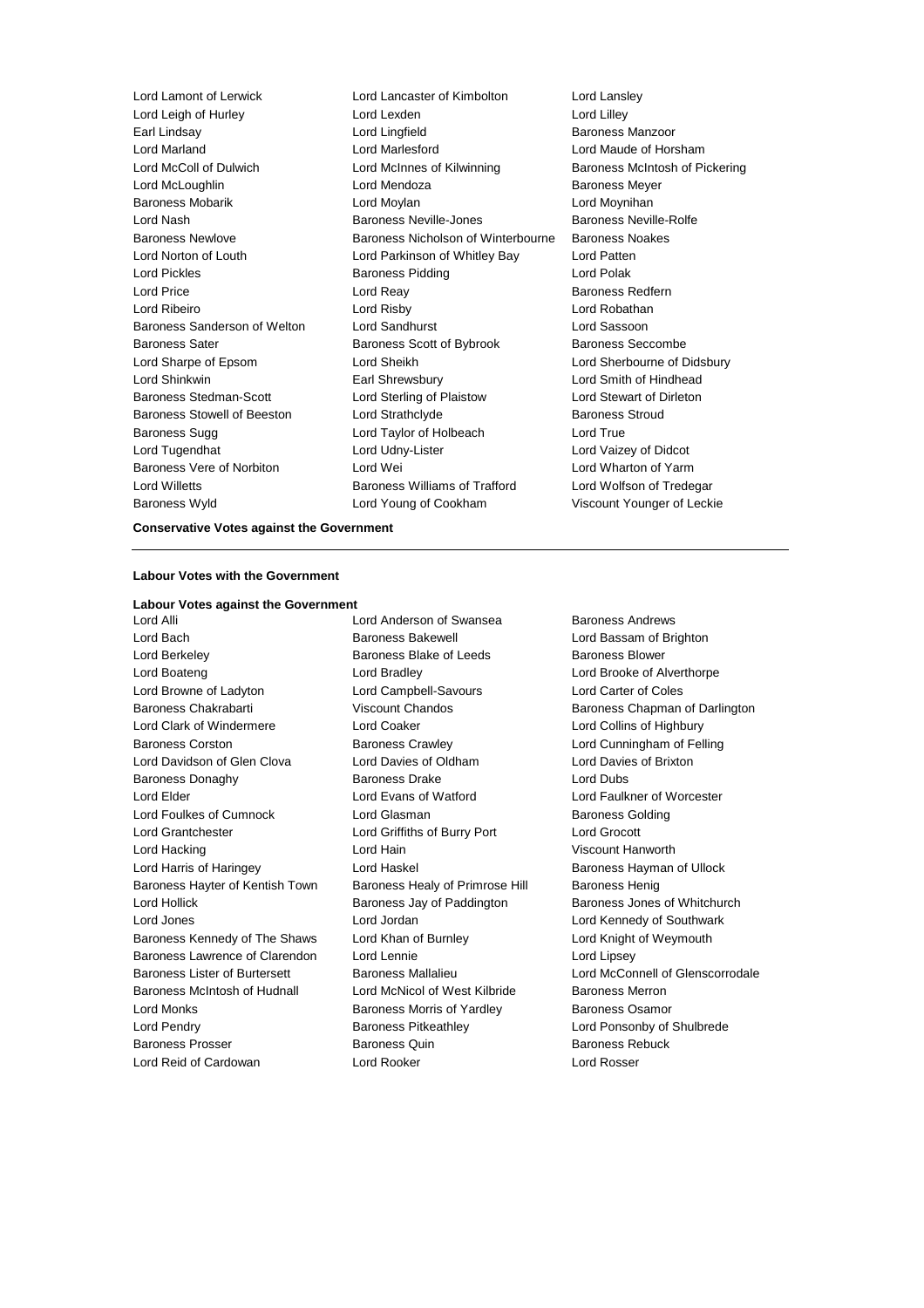Lord Lamont of Lerwick
Lord Lancaster of Kimbolton
Lord Lansley
Lord Leigh of Hurley
Lord Lexden
Lord Lilley
Earl Lindsay
Lord Lingfield
Baroness Manzoor
Lord Marland
Lord Marlesford
Lord Maude of Horsham
Lord McColl of Dulwich
Lord McInnes of Kilwinning
Baroness McIntosh of Pickering
Lord McLoughlin
Lord Mendoza
Baroness Meyer
Baroness Mobarik
Lord Moylan
Lord Moynihan
Lord Nash
Baroness Neville-Jones
Baroness Neville-Rolfe
Baroness Newlove
Baroness Nicholson of Winterbourne
Baroness Noakes
Lord Norton of Louth
Lord Parkinson of Whitley Bay
Lord Patten
Lord Pickles
Baroness Pidding
Lord Polak
Lord Price
Lord Reay
Baroness Redfern
Lord Ribeiro
Lord Risby
Lord Robathan
Baroness Sanderson of Welton
Lord Sandhurst
Lord Sassoon
Baroness Sater
Baroness Scott of Bybrook
Baroness Seccombe
Lord Sharpe of Epsom
Lord Sheikh
Lord Sherbourne of Didsbury
Lord Shinkwin
Earl Shrewsbury
Lord Smith of Hindhead
Baroness Stedman-Scott
Lord Sterling of Plaistow
Lord Stewart of Dirleton
Baroness Stowell of Beeston
Lord Strathclyde
Baroness Stroud
Baroness Sugg
Lord Taylor of Holbeach
Lord True
Lord Tugendhat
Lord Udny-Lister
Lord Vaizey of Didcot
Baroness Vere of Norbiton
Lord Wei
Lord Wharton of Yarm
Lord Willetts
Baroness Williams of Trafford
Lord Wolfson of Tredegar
Baroness Wyld
Lord Young of Cookham
Viscount Younger of Leckie

**Conservative Votes against the Government**

---

**Labour Votes with the Government**

**Labour Votes against the Government**

Lord Alli
Lord Anderson of Swansea
Baroness Andrews
Lord Bach
Baroness Bakewell
Lord Bassam of Brighton
Lord Berkeley
Baroness Blake of Leeds
Baroness Blower
Lord Boateng
Lord Bradley
Lord Brooke of Alverthorpe
Lord Browne of Ladyton
Lord Campbell-Savours
Lord Carter of Coles
Baroness Chakrabarti
Viscount Chandos
Baroness Chapman of Darlington
Lord Clark of Windermere
Lord Coaker
Lord Collins of Highbury
Baroness Corston
Baroness Crawley
Lord Cunningham of Felling
Lord Davidson of Glen Clova
Lord Davies of Oldham
Lord Davies of Brixton
Baroness Donaghy
Baroness Drake
Lord Dubs
Lord Elder
Lord Evans of Watford
Lord Faulkner of Worcester
Lord Foulkes of Cumnock
Lord Glasman
Baroness Golding
Lord Grantchester
Lord Griffiths of Burry Port
Lord Grocott
Lord Hacking
Lord Hain
Viscount Hanworth
Lord Harris of Haringey
Lord Haskel
Baroness Hayman of Ullock
Baroness Hayter of Kentish Town
Baroness Healy of Primrose Hill
Baroness Henig
Lord Hollick
Baroness Jay of Paddington
Baroness Jones of Whitchurch
Lord Jones
Lord Jordan
Lord Kennedy of Southwark
Baroness Kennedy of The Shaws
Lord Khan of Burnley
Lord Knight of Weymouth
Baroness Lawrence of Clarendon
Lord Lennie
Lord Lipsey
Baroness Lister of Burtersett
Baroness Mallalieu
Lord McConnell of Glenscorrodale
Baroness McIntosh of Hudnall
Lord McNicol of West Kilbride
Baroness Merron
Lord Monks
Baroness Morris of Yardley
Baroness Osamor
Lord Pendry
Baroness Pitkeathley
Lord Ponsonby of Shulbrede
Baroness Prosser
Baroness Quin
Baroness Rebuck
Lord Reid of Cardowan
Lord Rooker
Lord Rosser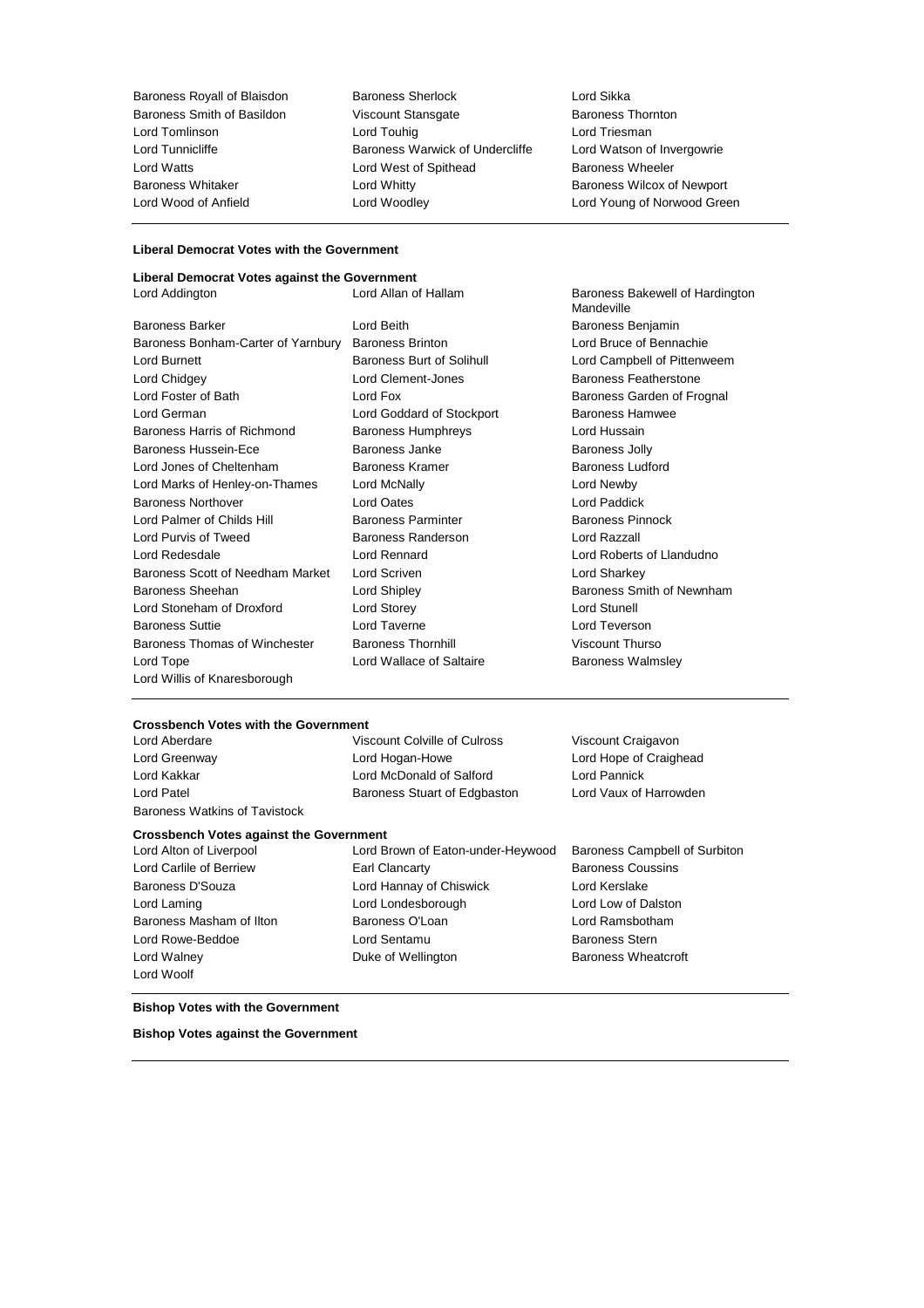Baroness Royall of Blaisdon
Baroness Sherlock
Lord Sikka
Baroness Smith of Basildon
Viscount Stansgate
Baroness Thornton
Lord Tomlinson
Lord Touhig
Lord Triesman
Lord Tunnicliffe
Baroness Warwick of Undercliffe
Lord Watson of Invergowrie
Lord Watts
Lord West of Spithead
Baroness Wheeler
Baroness Whitaker
Lord Whitty
Baroness Wilcox of Newport
Lord Wood of Anfield
Lord Woodley
Lord Young of Norwood Green

---

**Liberal Democrat Votes with the Government**

---

**Liberal Democrat Votes against the Government**

Lord Addington
Lord Allan of Hallam
Baroness Bakewell of Hardington Mandeville
Baroness Barker
Lord Beith
Baroness Benjamin
Baroness Bonham-Carter of Yarnbury
Baroness Brinton
Lord Bruce of Bennachie
Lord Burnett
Baroness Burt of Solihull
Lord Campbell of Pittenweem
Lord Chidgey
Lord Clement-Jones
Baroness Featherstone
Lord Foster of Bath
Lord Fox
Baroness Garden of Frognal
Lord German
Lord Goddard of Stockport
Baroness Hamwee
Baroness Harris of Richmond
Baroness Humphreys
Lord Hussain
Baroness Hussein-Ece
Baroness Janke
Baroness Jolly
Lord Jones of Cheltenham
Baroness Kramer
Baroness Ludford
Lord Marks of Henley-on-Thames
Lord McNally
Lord Newby
Baroness Northover
Lord Oates
Lord Paddick
Lord Palmer of Childs Hill
Baroness Parminter
Baroness Pinnock
Lord Purvis of Tweed
Baroness Randerson
Lord Razzall
Lord Redesdale
Lord Rennard
Lord Roberts of Llandudno
Baroness Scott of Needham Market
Lord Scriven
Lord Sharkey
Baroness Sheehan
Lord Shipley
Baroness Smith of Newnham
Lord Stoneham of Droxford
Lord Storey
Lord Stunell
Baroness Suttie
Lord Taverne
Lord Teverson
Baroness Thomas of Winchester
Baroness Thornhill
Viscount Thurso
Lord Tope
Lord Wallace of Saltaire
Baroness Walmsley
Lord Willis of Knaresborough

---

**Crossbench Votes with the Government**

Lord Aberdare
Viscount Colville of Culross
Viscount Craigavon
Lord Greenway
Lord Hogan-Howe
Lord Hope of Craighead
Lord Kakkar
Lord McDonald of Salford
Lord Pannick
Lord Patel
Baroness Stuart of Edgbaston
Lord Vaux of Harrowden
Baroness Watkins of Tavistock

**Crossbench Votes against the Government**

Lord Alton of Liverpool
Lord Brown of Eaton-under-Heywood
Baroness Campbell of Surbiton
Lord Carlile of Berriew
Earl Clancarty
Baroness Coussins
Baroness D'Souza
Lord Hannay of Chiswick
Lord Kerslake
Lord Laming
Lord Londesborough
Lord Low of Dalston
Baroness Masham of Ilton
Baroness O'Loan
Lord Ramsbotham
Lord Rowe-Beddoe
Lord Sentamu
Baroness Stern
Lord Walney
Duke of Wellington
Baroness Wheatcroft
Lord Woolf

---

**Bishop Votes with the Government**

**Bishop Votes against the Government**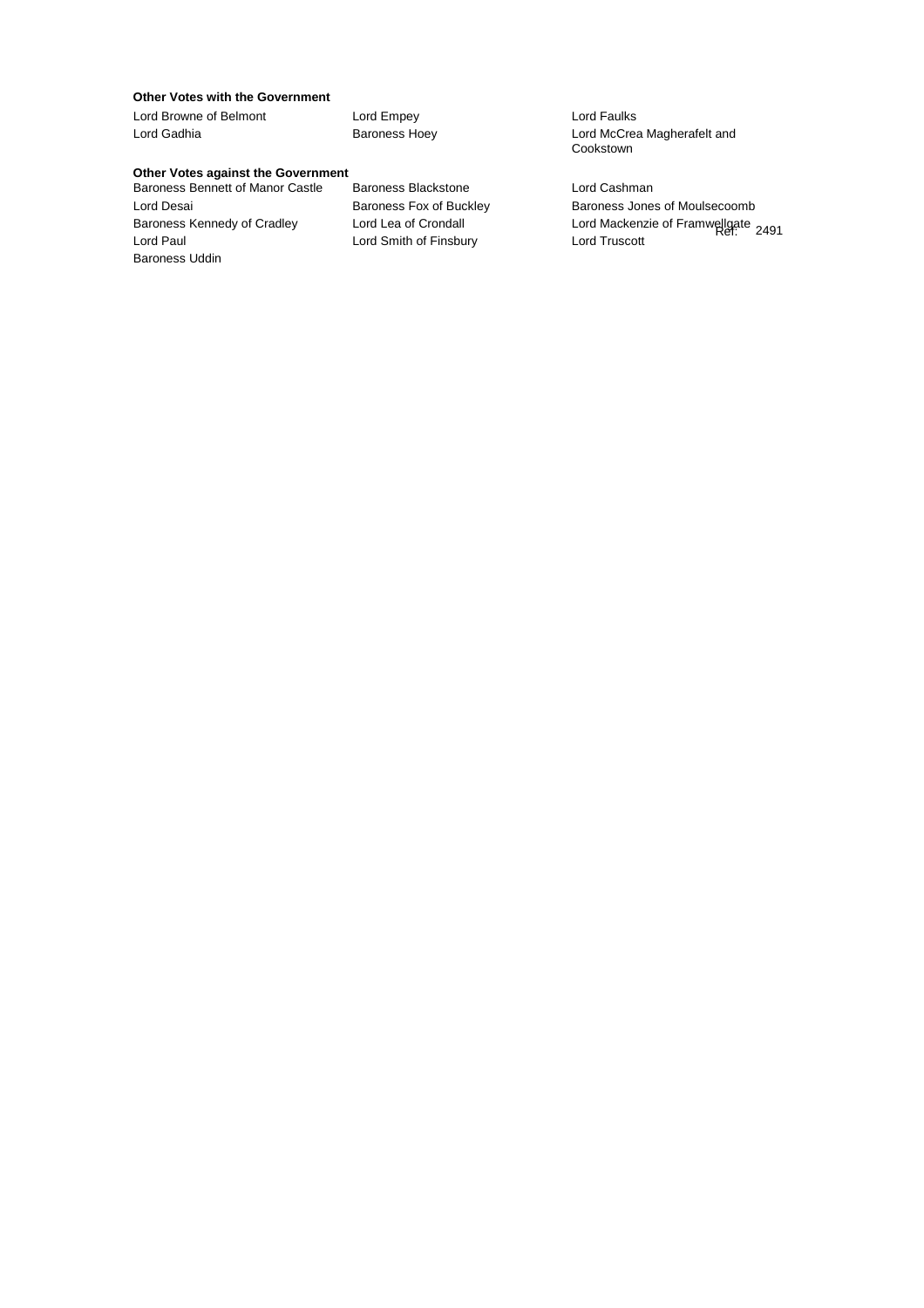**Other Votes with the Government**

Lord Browne of Belmont, Lord Empey, Lord Faulks, Lord Gadhia, Baroness Hoey, Lord McCrea Magherafelt and Cookstown

**Other Votes against the Government**

Baroness Bennett of Manor Castle, Baroness Blackstone, Lord Cashman, Lord Desai, Baroness Fox of Buckley, Baroness Jones of Moulsecoomb, Baroness Kennedy of Cradley, Lord Lea of Crondall, Lord Mackenzie of Framwellgate, Lord Paul, Lord Smith of Finsbury, Lord Truscott, Baroness Uddin

Ref: 2491